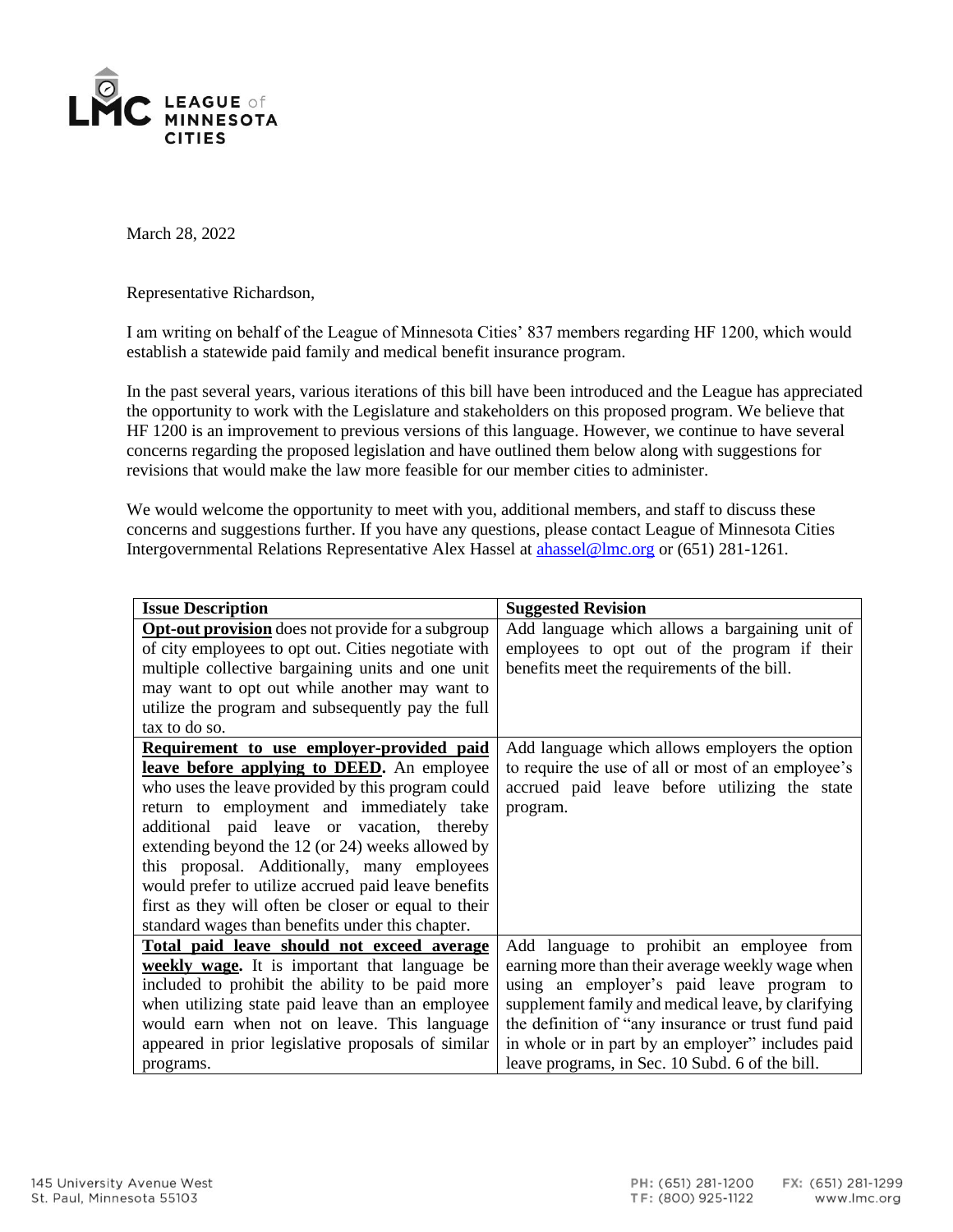LEAGUE of MINNESOTA CITIES

March 28, 2022

Representative Richardson,

I am writing on behalf of the League of Minnesota Cities' 837 members regarding HF 1200, which would establish a statewide paid family and medical benefit insurance program.

In the past several years, various iterations of this bill have been introduced and the League has appreciated the opportunity to work with the Legislature and stakeholders on this proposed program. We believe that HF 1200 is an improvement to previous versions of this language. However, we continue to have several concerns regarding the proposed legislation and have outlined them below along with suggestions for revisions that would make the law more feasible for our member cities to administer.

We would welcome the opportunity to meet with you, additional members, and staff to discuss these concerns and suggestions further. If you have any questions, please contact League of Minnesota Cities Intergovernmental Relations Representative Alex Hassel at ahassel@lmc.org or (651) 281-1261.

| Issue Description | Suggested Revision |
|---|---|
| **Opt-out provision** does not provide for a subgroup of city employees to opt out. Cities negotiate with multiple collective bargaining units and one unit may want to opt out while another may want to utilize the program and subsequently pay the full tax to do so. | Add language which allows a bargaining unit of employees to opt out of the program if their benefits meet the requirements of the bill. |
| **Requirement to use employer-provided paid leave before applying to DEED.** An employee who uses the leave provided by this program could return to employment and immediately take additional paid leave or vacation, thereby extending beyond the 12 (or 24) weeks allowed by this proposal. Additionally, many employees would prefer to utilize accrued paid leave benefits first as they will often be closer or equal to their standard wages than benefits under this chapter. | Add language which allows employers the option to require the use of all or most of an employee's accrued paid leave before utilizing the state program. |
| **Total paid leave should not exceed average weekly wage.** It is important that language be included to prohibit the ability to be paid more when utilizing state paid leave than an employee would earn when not on leave. This language appeared in prior legislative proposals of similar programs. | Add language to prohibit an employee from earning more than their average weekly wage when using an employer's paid leave program to supplement family and medical leave, by clarifying the definition of "any insurance or trust fund paid in whole or in part by an employer" includes paid leave programs, in Sec. 10 Subd. 6 of the bill. |

145 University Avenue West
St. Paul, Minnesota 55103

PH: (651) 281-1200
TF: (800) 925-1122
FX: (651) 281-1299
www.lmc.org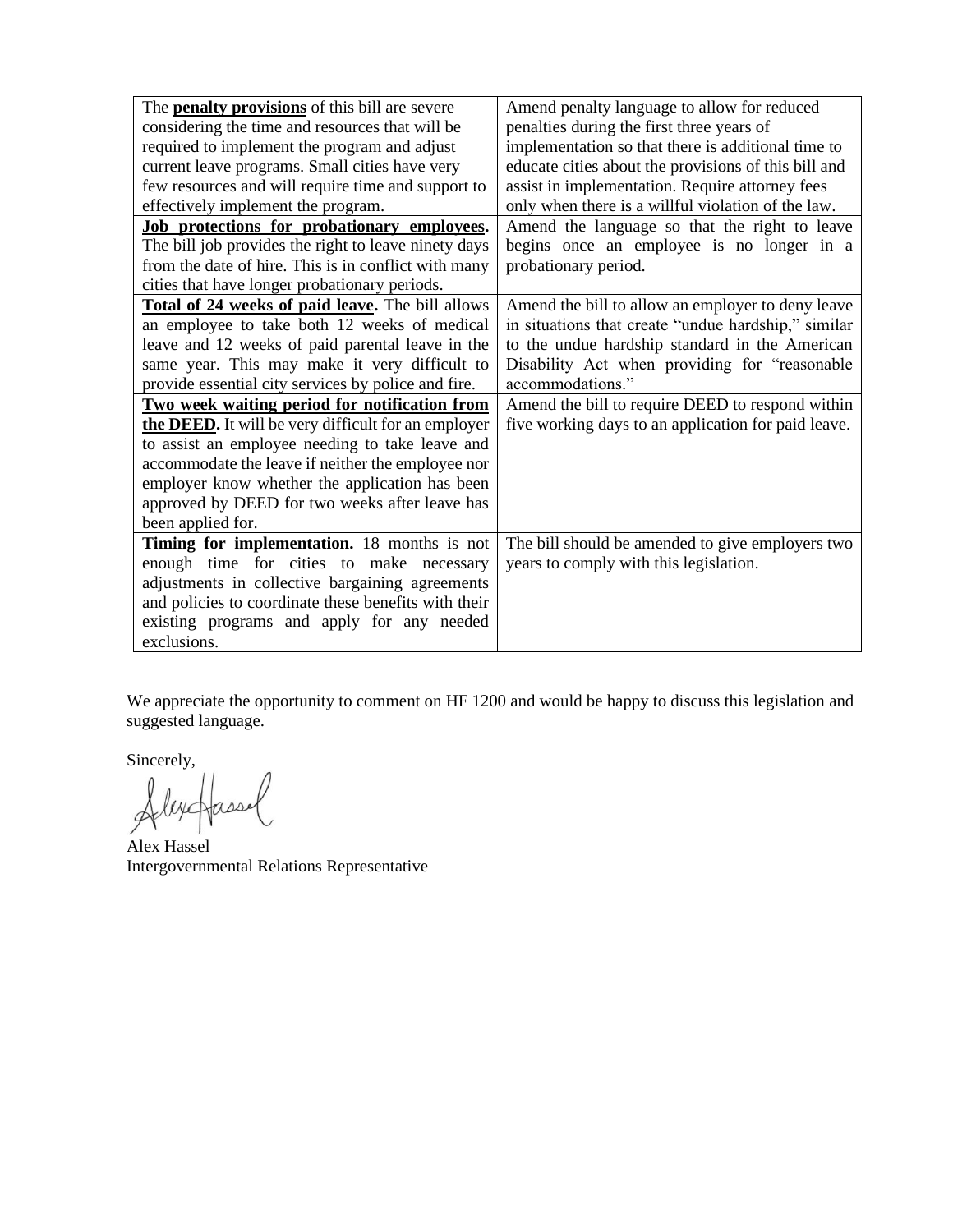| | |
|---|---|
| The **penalty provisions** of this bill are severe considering the time and resources that will be required to implement the program and adjust current leave programs. Small cities have very few resources and will require time and support to effectively implement the program. | Amend penalty language to allow for reduced penalties during the first three years of implementation so that there is additional time to educate cities about the provisions of this bill and assist in implementation. Require attorney fees only when there is a willful violation of the law. |
| **Job protections for probationary employees.** The bill job provides the right to leave ninety days from the date of hire. This is in conflict with many cities that have longer probationary periods. | Amend the language so that the right to leave begins once an employee is no longer in a probationary period. |
| **Total of 24 weeks of paid leave.** The bill allows an employee to take both 12 weeks of medical leave and 12 weeks of paid parental leave in the same year. This may make it very difficult to provide essential city services by police and fire. | Amend the bill to allow an employer to deny leave in situations that create "undue hardship," similar to the undue hardship standard in the American Disability Act when providing for "reasonable accommodations." |
| **Two week waiting period for notification from the DEED.** It will be very difficult for an employer to assist an employee needing to take leave and accommodate the leave if neither the employee nor employer know whether the application has been approved by DEED for two weeks after leave has been applied for. | Amend the bill to require DEED to respond within five working days to an application for paid leave. |
| **Timing for implementation.** 18 months is not enough time for cities to make necessary adjustments in collective bargaining agreements and policies to coordinate these benefits with their existing programs and apply for any needed exclusions. | The bill should be amended to give employers two years to comply with this legislation. |

We appreciate the opportunity to comment on HF 1200 and would be happy to discuss this legislation and suggested language.

Sincerely,

Alex Hassel
Intergovernmental Relations Representative